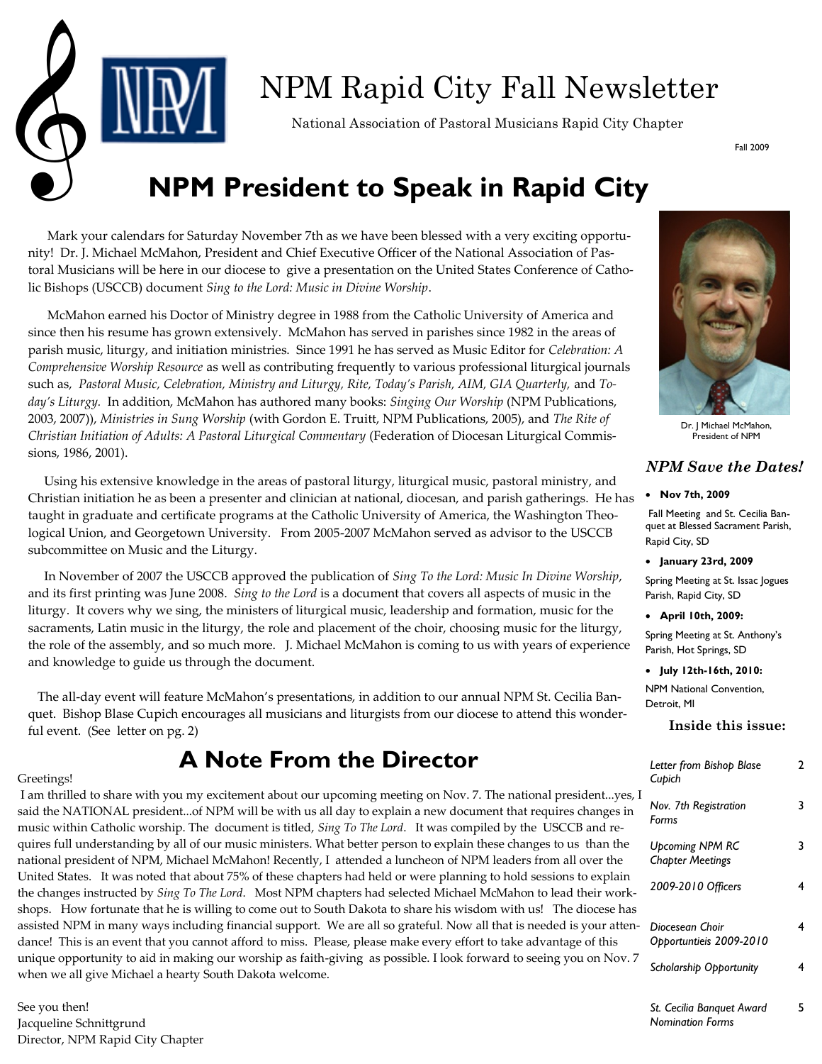# NPM Rapid City Fall Newsletter

National Association of Pastoral Musicians Rapid City Chapter

Fall 2009

## NPM President to Speak in Rapid City

Mark your calendars for Saturday November 7th as we have been blessed with a very exciting opportunity! Dr. J. Michael McMahon, President and Chief Executive Officer of the National Association of Pastoral Musicians will be here in our diocese to give a presentation on the United States Conference of Catholic Bishops (USCCB) document *Sing to the Lord: Music in Divine Worship*.

McMahon earned his Doctor of Ministry degree in 1988 from the Catholic University of America and since then his resume has grown extensively. McMahon has served in parishes since 1982 in the areas of parish music, liturgy, and initiation ministries. Since 1991 he has served as Music Editor for *Celebration: A Comprehensive Worship Resource* as well as contributing frequently to various professional liturgical journals such as, *Pastoral Music, Celebration, Ministry and Liturgy, Rite, Today's Parish, AIM, GIA Quarterly,* and *Today's Liturgy*. In addition, McMahon has authored many books: *Singing Our Worship* (NPM Publications, 2003, 2007)), *Ministries in Sung Worship* (with Gordon E. Truitt, NPM Publications, 2005), and *The Rite of Christian Initiation of Adults: A Pastoral Liturgical Commentary* (Federation of Diocesan Liturgical Commissions, 1986, 2001).

Using his extensive knowledge in the areas of pastoral liturgy, liturgical music, pastoral ministry, and Christian initiation he as been a presenter and clinician at national, diocesan, and parish gatherings. He has taught in graduate and certificate programs at the Catholic University of America, the Washington Theological Union, and Georgetown University. From 2005-2007 McMahon served as advisor to the USCCB subcommittee on Music and the Liturgy.

In November of 2007 the USCCB approved the publication of *Sing To the Lord: Music In Divine Worship*, and its first printing was June 2008. *Sing to the Lord* is a document that covers all aspects of music in the liturgy. It covers why we sing, the ministers of liturgical music, leadership and formation, music for the sacraments, Latin music in the liturgy, the role and placement of the choir, choosing music for the liturgy, the role of the assembly, and so much more. J. Michael McMahon is coming to us with years of experience and knowledge to guide us through the document.

The all-day event will feature McMahon's presentations, in addition to our annual NPM St. Cecilia Banquet. Bishop Blase Cupich encourages all musicians and liturgists from our diocese to attend this wonderful event. (See letter on pg. 2)

Dr. J Michael McMahon, President of NPM

## A Note From the Director

Greetings!

I am thrilled to share with you my excitement about our upcoming meeting on Nov. 7. The national president...yes, I said the NATIONAL president...of NPM will be with us all day to explain a new document that requires changes in music within Catholic worship. The document is titled, *Sing To The Lord*. It was compiled by the USCCB and requires full understanding by all of our music ministers. What better person to explain these changes to us than the national president of NPM, Michael McMahon! Recently, I attended a luncheon of NPM leaders from all over the United States. It was noted that about 75% of these chapters had held or were planning to hold sessions to explain the changes instructed by *Sing To The Lord*. Most NPM chapters had selected Michael McMahon to lead their workshops. How fortunate that he is willing to come out to South Dakota to share his wisdom with us! The diocese has assisted NPM in many ways including financial support. We are all so grateful. Now all that is needed is your attendance! This is an event that you cannot afford to miss. Please, please make every effort to take advantage of this unique opportunity to aid in making our worship as faith-giving as possible. I look forward to seeing you on Nov. 7 when we all give Michael a hearty South Dakota welcome.

See you then!
Jacqueline Schnittgrund
Director, NPM Rapid City Chapter

### *NPM Save the Dates!*

- **Nov 7th, 2009**
  Fall Meeting and St. Cecilia Banquet at Blessed Sacrament Parish, Rapid City, SD
- **January 23rd, 2009**
  Spring Meeting at St. Issac Jogues Parish, Rapid City, SD
- **April 10th, 2009:**
  Spring Meeting at St. Anthony's Parish, Hot Springs, SD
- **July 12th-16th, 2010:**
  NPM National Convention, Detroit, MI

### Inside this issue:

| | |
|---|---|
| *Letter from Bishop Blase Cupich* | 2 |
| *Nov. 7th Registration Forms* | 3 |
| *Upcoming NPM RC Chapter Meetings* | 3 |
| *2009-2010 Officers* | 4 |
| *Diocesean Choir Opportuntieis 2009-2010* | 4 |
| *Scholarship Opportunity* | 4 |
| *St. Cecilia Banquet Award Nomination Forms* | 5 |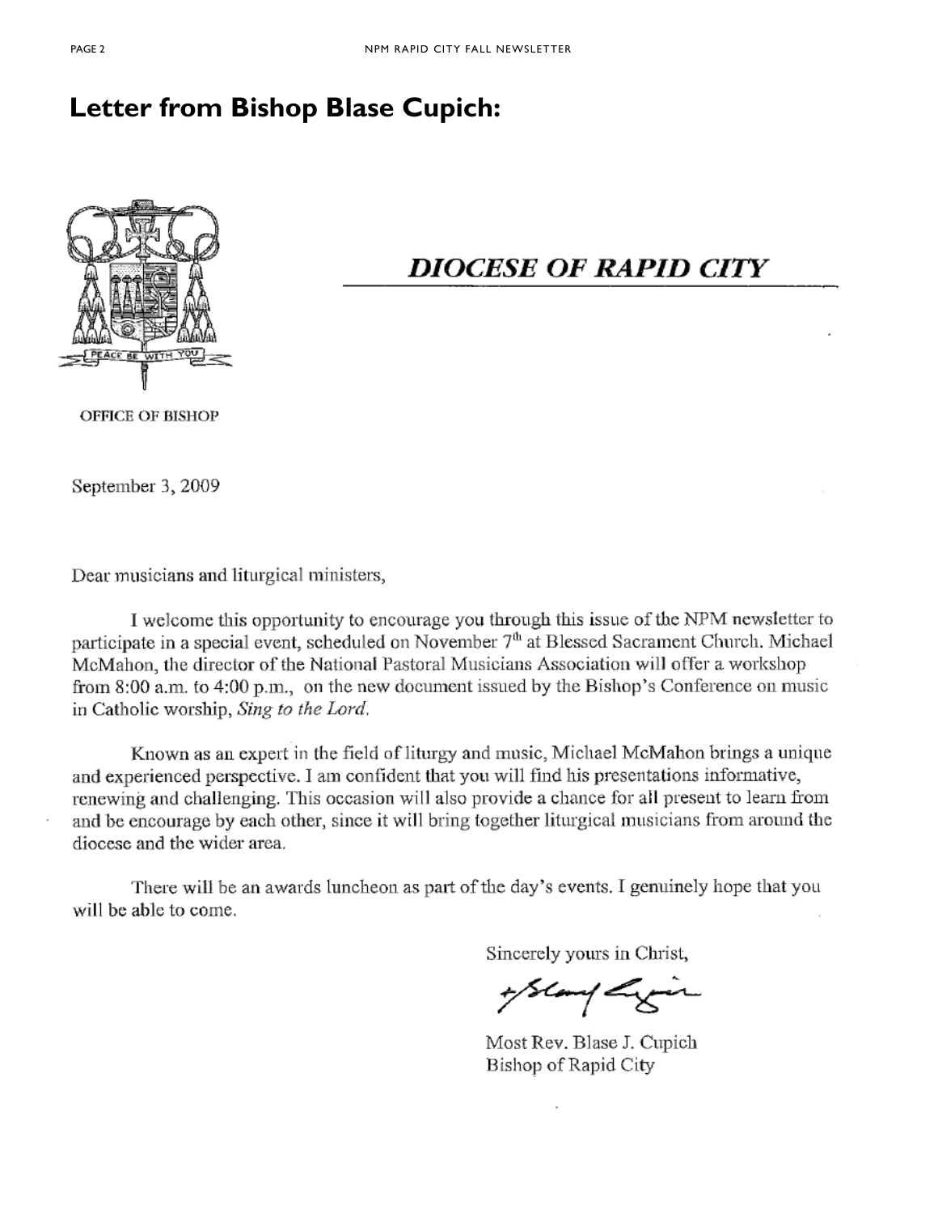# Letter from Bishop Blase Cupich:

PEACE BE WITH YOU

OFFICE OF BISHOP

***DIOCESE OF RAPID CITY***

September 3, 2009

Dear musicians and liturgical ministers,

I welcome this opportunity to encourage you through this issue of the NPM newsletter to participate in a special event, scheduled on November 7th at Blessed Sacrament Church. Michael McMahon, the director of the National Pastoral Musicians Association will offer a workshop from 8:00 a.m. to 4:00 p.m., on the new document issued by the Bishop's Conference on music in Catholic worship, *Sing to the Lord*.

Known as an expert in the field of liturgy and music, Michael McMahon brings a unique and experienced perspective. I am confident that you will find his presentations informative, renewing and challenging. This occasion will also provide a chance for all present to learn from and be encourage by each other, since it will bring together liturgical musicians from around the diocese and the wider area.

There will be an awards luncheon as part of the day's events. I genuinely hope that you will be able to come.

Sincerely yours in Christ,

Most Rev. Blase J. Cupich
Bishop of Rapid City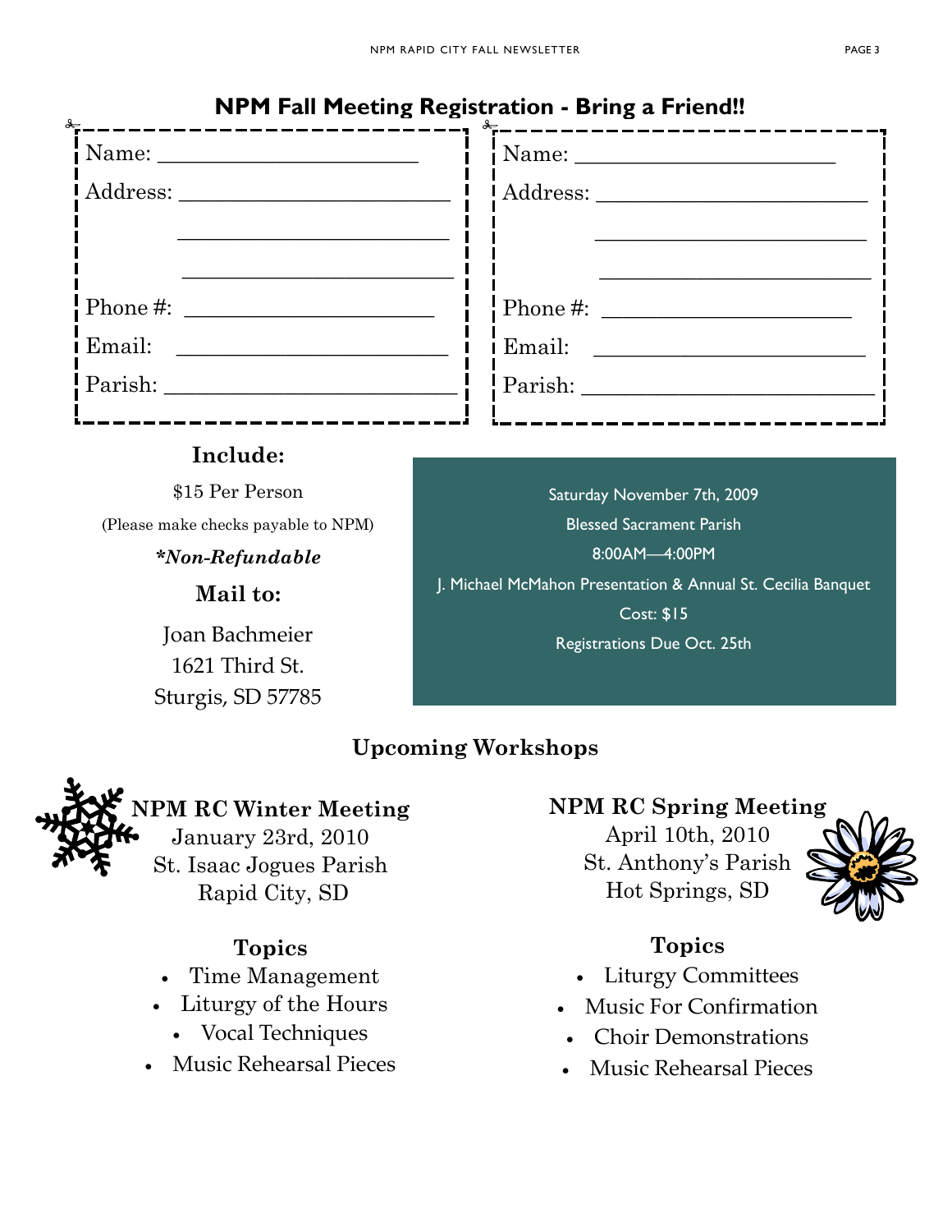## NPM Fall Meeting Registration - Bring a Friend!!

Name: ______________________

Address: ______________________

______________________

______________________

Phone #: ______________________

Email: ______________________

Parish: ______________________

Name: ______________________

Address: ______________________

______________________

______________________

Phone #: ______________________

Email: ______________________

Parish: ______________________

**Include:**

$15 Per Person

(Please make checks payable to NPM)

***Non-Refundable**

**Mail to:**

Joan Bachmeier
1621 Third St.
Sturgis, SD 57785

Saturday November 7th, 2009

Blessed Sacrament Parish

8:00AM—4:00PM

J. Michael McMahon Presentation & Annual St. Cecilia Banquet

Cost: $15

Registrations Due Oct. 25th

## Upcoming Workshops

### NPM RC Winter Meeting

January 23rd, 2010
St. Isaac Jogues Parish
Rapid City, SD

**Topics**

- Time Management
- Liturgy of the Hours
- Vocal Techniques
- Music Rehearsal Pieces

### NPM RC Spring Meeting

April 10th, 2010
St. Anthony's Parish
Hot Springs, SD

**Topics**

- Liturgy Committees
- Music For Confirmation
- Choir Demonstrations
- Music Rehearsal Pieces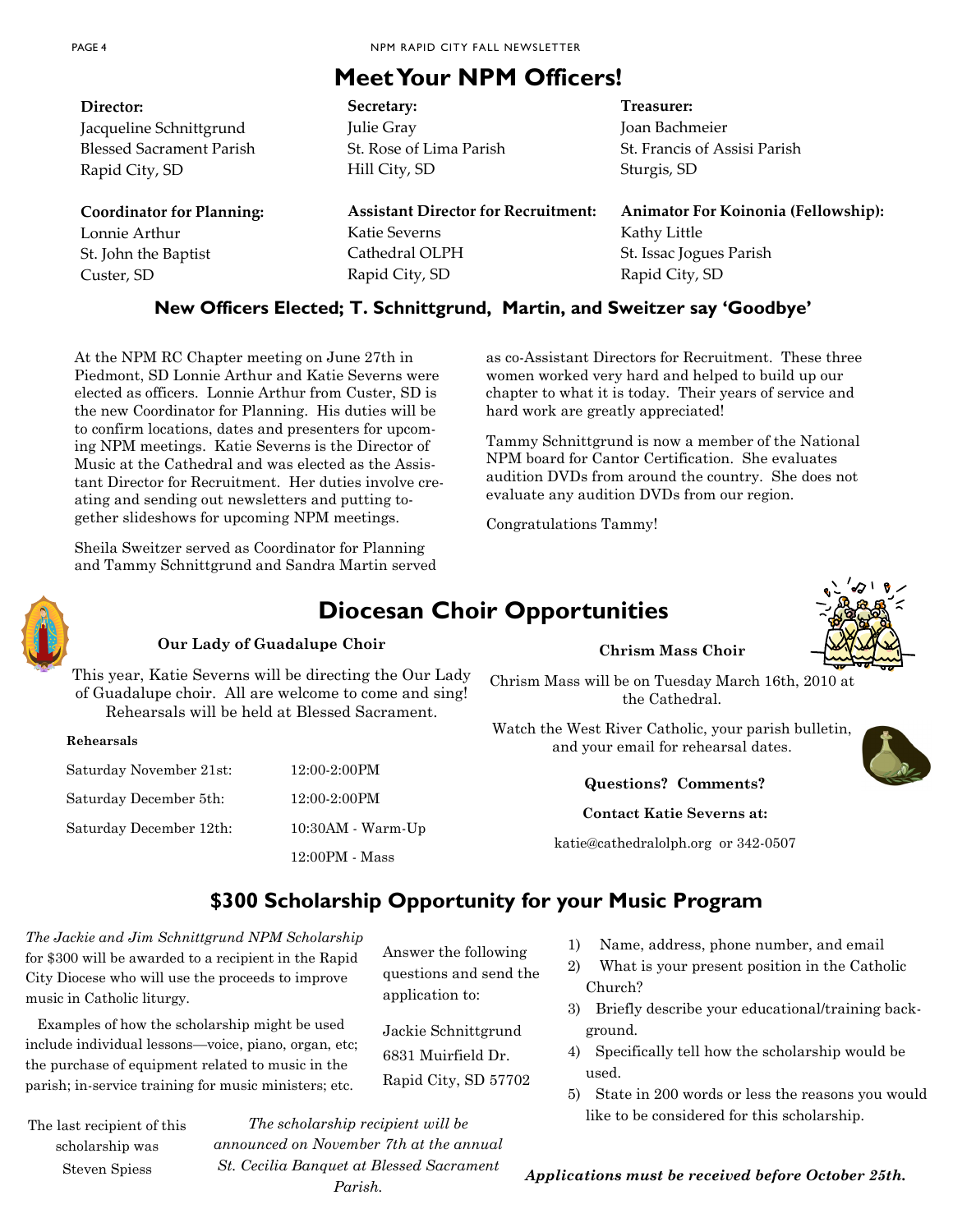# Meet Your NPM Officers!

**Director:**
Jacqueline Schnittgrund
Blessed Sacrament Parish
Rapid City, SD

**Secretary:**
Julie Gray
St. Rose of Lima Parish
Hill City, SD

**Treasurer:**
Joan Bachmeier
St. Francis of Assisi Parish
Sturgis, SD

**Coordinator for Planning:**
Lonnie Arthur
St. John the Baptist
Custer, SD

**Assistant Director for Recruitment:**
Katie Severns
Cathedral OLPH
Rapid City, SD

**Animator For Koinonia (Fellowship):**
Kathy Little
St. Issac Jogues Parish
Rapid City, SD

## New Officers Elected; T. Schnittgrund, Martin, and Sweitzer say 'Goodbye'

At the NPM RC Chapter meeting on June 27th in Piedmont, SD Lonnie Arthur and Katie Severns were elected as officers. Lonnie Arthur from Custer, SD is the new Coordinator for Planning. His duties will be to confirm locations, dates and presenters for upcoming NPM meetings. Katie Severns is the Director of Music at the Cathedral and was elected as the Assistant Director for Recruitment. Her duties involve creating and sending out newsletters and putting together slideshows for upcoming NPM meetings.

Sheila Sweitzer served as Coordinator for Planning and Tammy Schnittgrund and Sandra Martin served as co-Assistant Directors for Recruitment. These three women worked very hard and helped to build up our chapter to what it is today. Their years of service and hard work are greatly appreciated!

Tammy Schnittgrund is now a member of the National NPM board for Cantor Certification. She evaluates audition DVDs from around the country. She does not evaluate any audition DVDs from our region.

Congratulations Tammy!

# Diocesan Choir Opportunities

### Our Lady of Guadalupe Choir

This year, Katie Severns will be directing the Our Lady of Guadalupe choir. All are welcome to come and sing! Rehearsals will be held at Blessed Sacrament.

**Rehearsals**

| | |
|---|---|
| Saturday November 21st: | 12:00-2:00PM |
| Saturday December 5th: | 12:00-2:00PM |
| Saturday December 12th: | 10:30AM - Warm-Up |
| | 12:00PM - Mass |

### Chrism Mass Choir

Chrism Mass will be on Tuesday March 16th, 2010 at the Cathedral.

Watch the West River Catholic, your parish bulletin, and your email for rehearsal dates.

**Questions? Comments?**

**Contact Katie Severns at:**

katie@cathedralolph.org or 342-0507

## $300 Scholarship Opportunity for your Music Program

*The Jackie and Jim Schnittgrund NPM Scholarship* for $300 will be awarded to a recipient in the Rapid City Diocese who will use the proceeds to improve music in Catholic liturgy.

Examples of how the scholarship might be used include individual lessons—voice, piano, organ, etc; the purchase of equipment related to music in the parish; in-service training for music ministers; etc.

The last recipient of this scholarship was Steven Spiess

*The scholarship recipient will be announced on November 7th at the annual St. Cecilia Banquet at Blessed Sacrament Parish.*

Answer the following questions and send the application to:

Jackie Schnittgrund
6831 Muirfield Dr.
Rapid City, SD 57702

1) Name, address, phone number, and email
2) What is your present position in the Catholic Church?
3) Briefly describe your educational/training background.
4) Specifically tell how the scholarship would be used.
5) State in 200 words or less the reasons you would like to be considered for this scholarship.

***Applications must be received before October 25th.***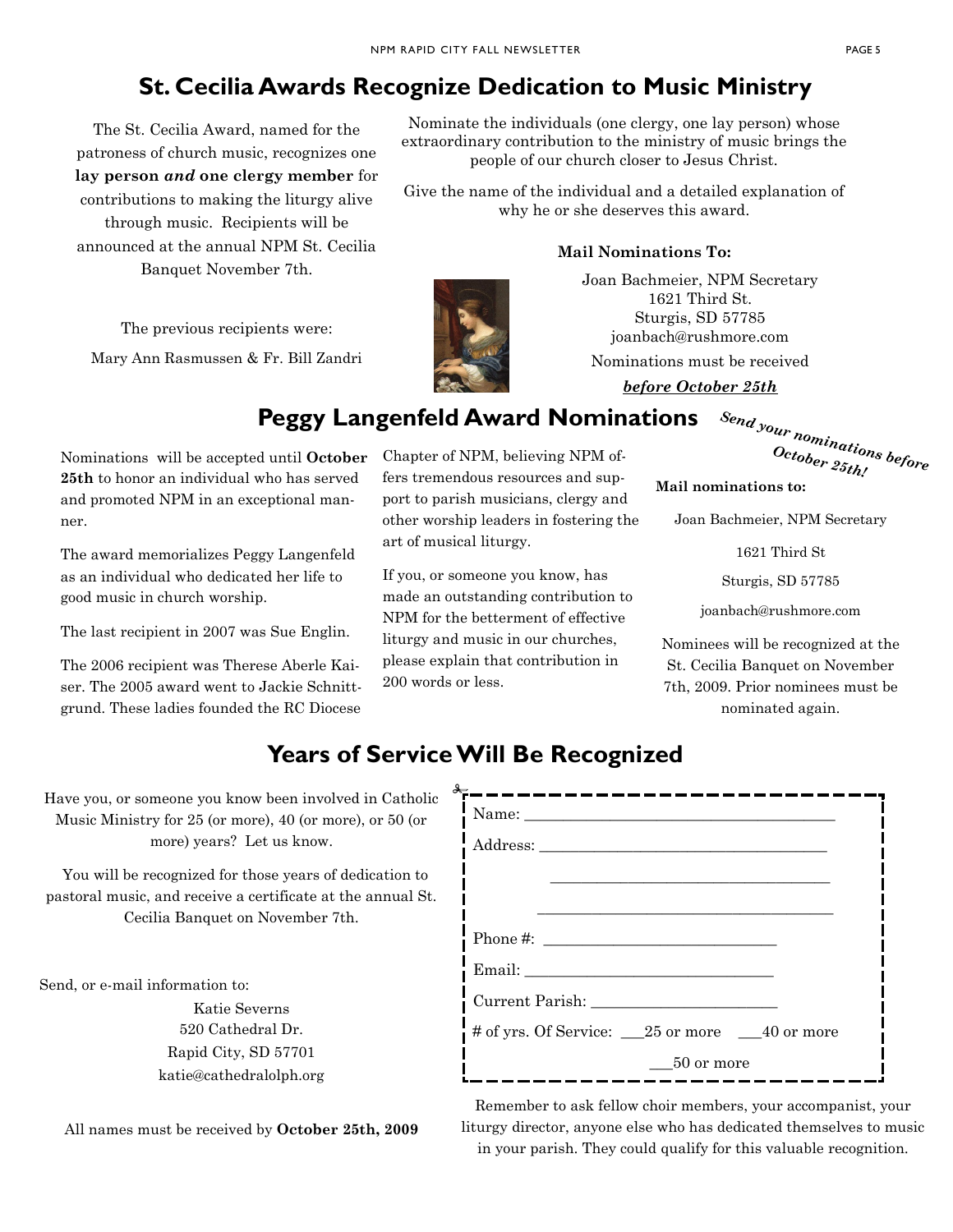# St. Cecilia Awards Recognize Dedication to Music Ministry

The St. Cecilia Award, named for the patroness of church music, recognizes one **lay person *and* one clergy member** for contributions to making the liturgy alive through music. Recipients will be announced at the annual NPM St. Cecilia Banquet November 7th.

The previous recipients were:

Mary Ann Rasmussen & Fr. Bill Zandri

Nominate the individuals (one clergy, one lay person) whose extraordinary contribution to the ministry of music brings the people of our church closer to Jesus Christ.

Give the name of the individual and a detailed explanation of why he or she deserves this award.

**Mail Nominations To:**

Joan Bachmeier, NPM Secretary
1621 Third St.
Sturgis, SD 57785
joanbach@rushmore.com

Nominations must be received

***before October 25th***

# Peggy Langenfeld Award Nominations

***Send your nominations before October 25th!***

Nominations will be accepted until **October 25th** to honor an individual who has served and promoted NPM in an exceptional manner.

The award memorializes Peggy Langenfeld as an individual who dedicated her life to good music in church worship.

The last recipient in 2007 was Sue Englin.

The 2006 recipient was Therese Aberle Kaiser. The 2005 award went to Jackie Schnittgrund. These ladies founded the RC Diocese Chapter of NPM, believing NPM offers tremendous resources and support to parish musicians, clergy and other worship leaders in fostering the art of musical liturgy.

If you, or someone you know, has made an outstanding contribution to NPM for the betterment of effective liturgy and music in our churches, please explain that contribution in 200 words or less.

**Mail nominations to:**

Joan Bachmeier, NPM Secretary

1621 Third St

Sturgis, SD 57785

joanbach@rushmore.com

Nominees will be recognized at the St. Cecilia Banquet on November 7th, 2009. Prior nominees must be nominated again.

# Years of Service Will Be Recognized

Have you, or someone you know been involved in Catholic Music Ministry for 25 (or more), 40 (or more), or 50 (or more) years? Let us know.

You will be recognized for those years of dedication to pastoral music, and receive a certificate at the annual St. Cecilia Banquet on November 7th.

Send, or e-mail information to:

Katie Severns
520 Cathedral Dr.
Rapid City, SD 57701
katie@cathedralolph.org

All names must be received by **October 25th, 2009**

Name: ________________________________________

Address: ____________________________________

____________________________________

______________________________________

Phone #: ____________________________

Email: ______________________________

Current Parish: _______________________

\# of yrs. Of Service: ___25 or more ___40 or more

___50 or more

Remember to ask fellow choir members, your accompanist, your liturgy director, anyone else who has dedicated themselves to music in your parish. They could qualify for this valuable recognition.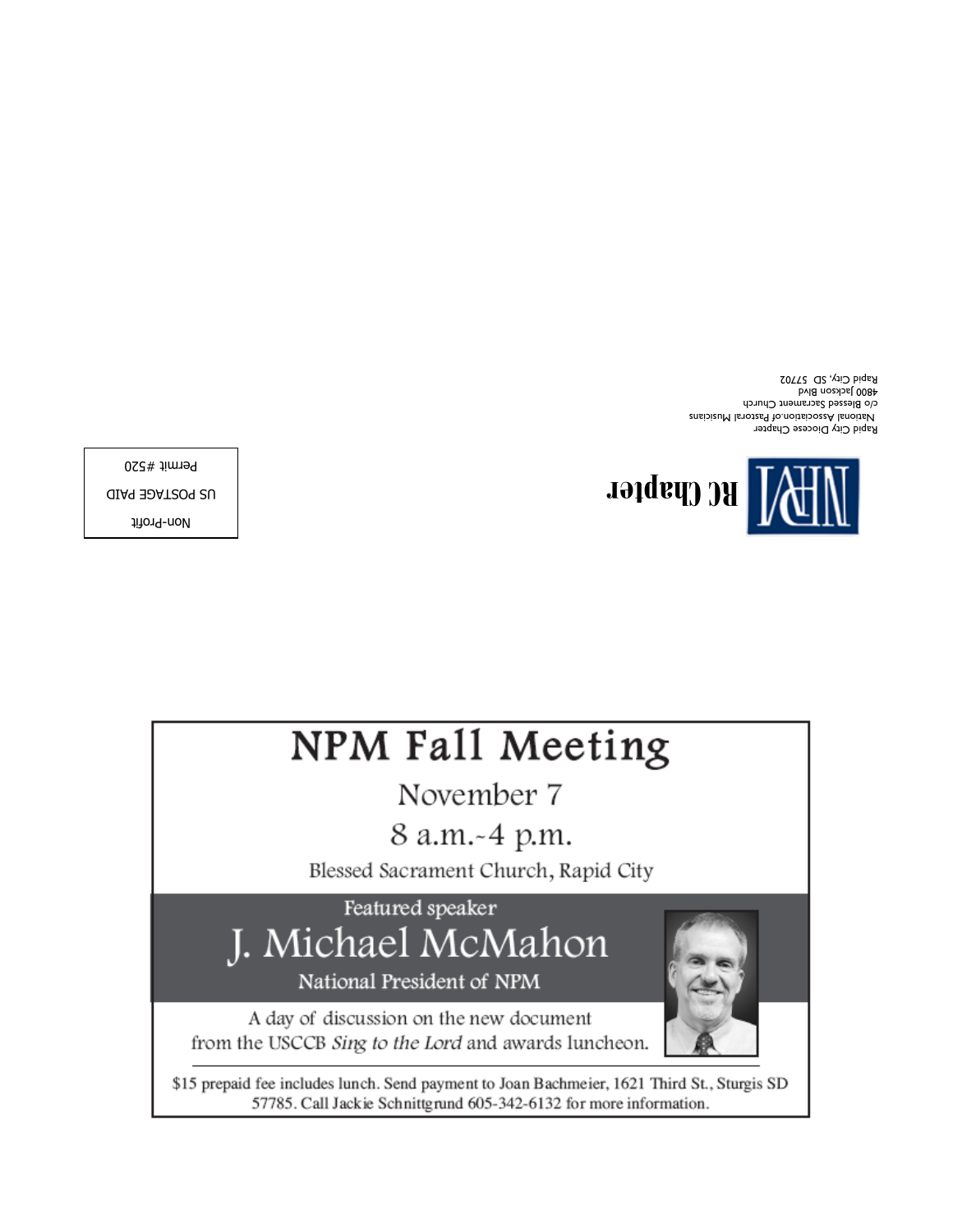Non-Profit
US POSTAGE PAID
Permit #520

RC Chapter

Rapid City Diocese Chapter
National Association of Pastoral Musicians
c/o Blessed Sacrament Church
4800 Jackson Blvd
Rapid City, SD 57702

# NPM Fall Meeting

November 7

8 a.m.-4 p.m.

Blessed Sacrament Church, Rapid City

Featured speaker

## J. Michael McMahon

National President of NPM

A day of discussion on the new document from the USCCB *Sing to the Lord* and awards luncheon.

$15 prepaid fee includes lunch. Send payment to Joan Bachmeier, 1621 Third St., Sturgis SD 57785. Call Jackie Schnittgrund 605-342-6132 for more information.